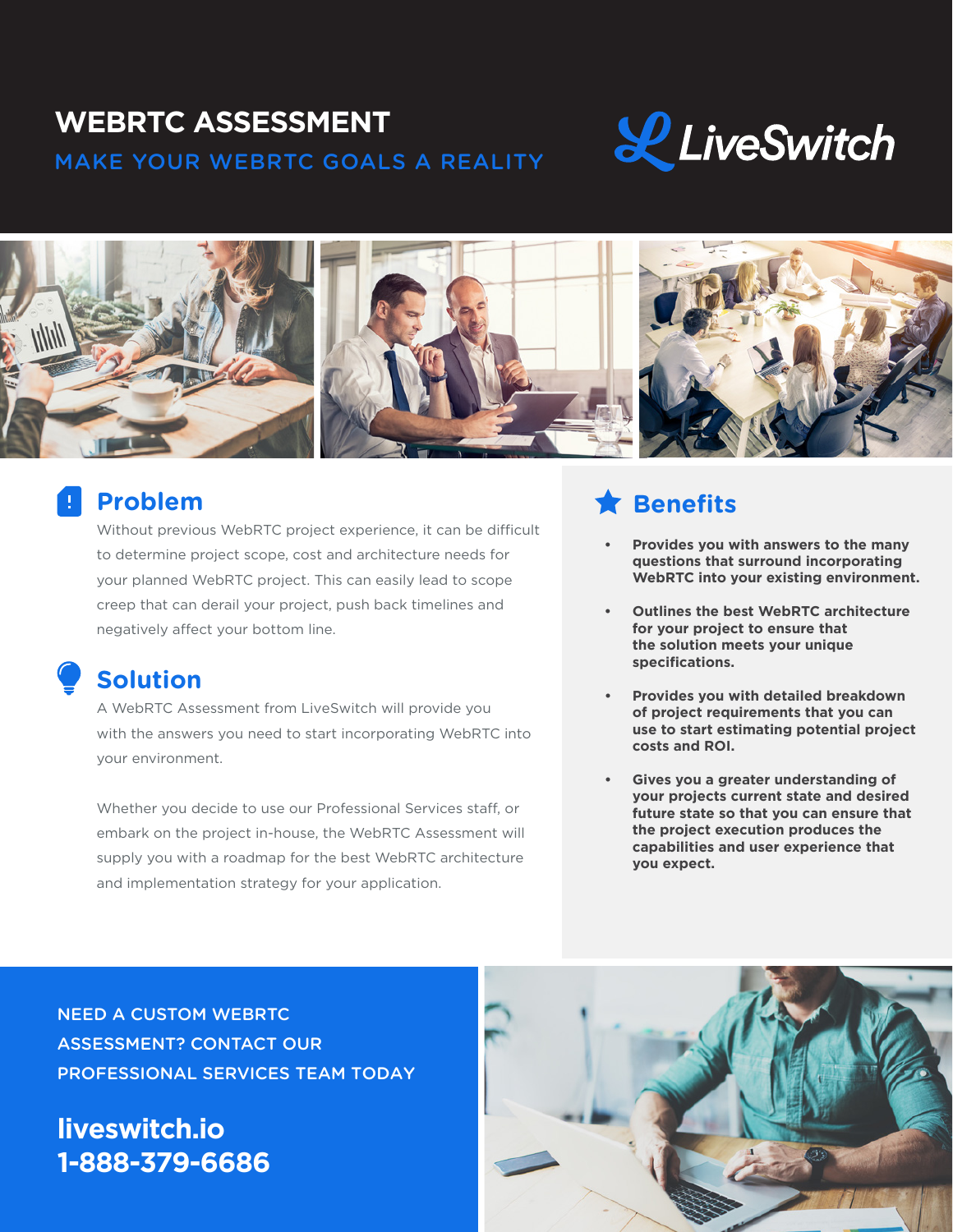# WEBRTC ASSESSMENT

## MAKE YOUR WEBRTC GOALS A REALITY

LiveSwitch

## Problem

Without previous WebRTC project experience, it can be difficult to determine project scope, cost and architecture needs for your planned WebRTC project. This can easily lead to scope creep that can derail your project, push back timelines and negatively affect your bottom line.

## Solution

A WebRTC Assessment from LiveSwitch will provide you with the answers you need to start incorporating WebRTC into your environment.

Whether you decide to use our Professional Services staff, or embark on the project in-house, the WebRTC Assessment will supply you with a roadmap for the best WebRTC architecture and implementation strategy for your application.

## Benefits

- **Provides you with answers to the many questions that surround incorporating WebRTC into your existing environment.**
- **Outlines the best WebRTC architecture for your project to ensure that the solution meets your unique specifications.**
- **Provides you with detailed breakdown of project requirements that you can use to start estimating potential project costs and ROI.**
- **Gives you a greater understanding of your projects current state and desired future state so that you can ensure that the project execution produces the capabilities and user experience that you expect.**

NEED A CUSTOM WEBRTC ASSESSMENT? CONTACT OUR PROFESSIONAL SERVICES TEAM TODAY

**liveswitch.io**
**1-888-379-6686**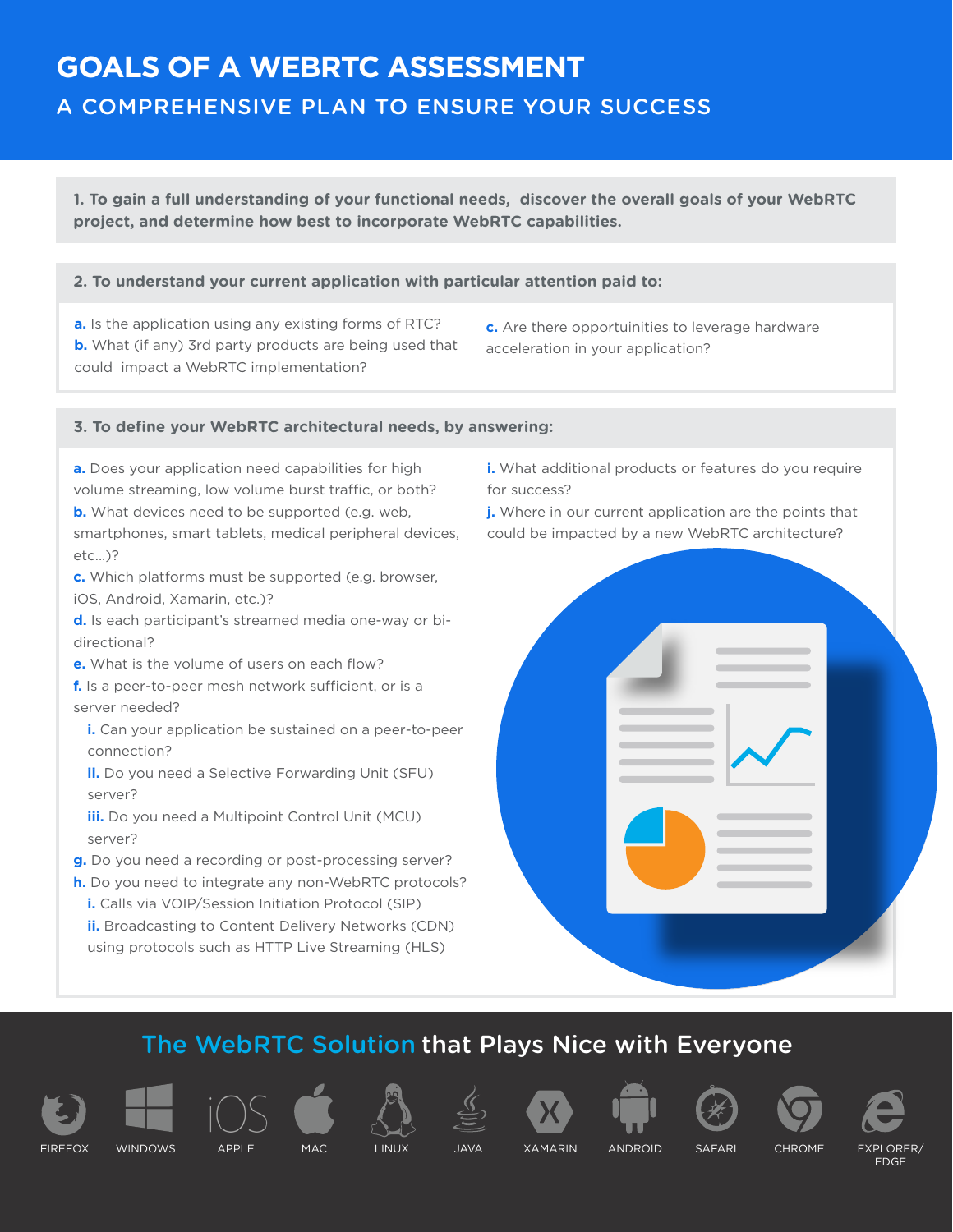# GOALS OF A WEBRTC ASSESSMENT

## A COMPREHENSIVE PLAN TO ENSURE YOUR SUCCESS

**1. To gain a full understanding of your functional needs, discover the overall goals of your WebRTC project, and determine how best to incorporate WebRTC capabilities.**

**2. To understand your current application with particular attention paid to:**

**a.** Is the application using any existing forms of RTC?
**b.** What (if any) 3rd party products are being used that could impact a WebRTC implementation?
**c.** Are there opportuinities to leverage hardware acceleration in your application?

**3. To define your WebRTC architectural needs, by answering:**

**a.** Does your application need capabilities for high volume streaming, low volume burst traffic, or both?
**b.** What devices need to be supported (e.g. web, smartphones, smart tablets, medical peripheral devices, etc...)?
**c.** Which platforms must be supported (e.g. browser, iOS, Android, Xamarin, etc.)?
**d.** Is each participant's streamed media one-way or bi-directional?
**e.** What is the volume of users on each flow?
**f.** Is a peer-to-peer mesh network sufficient, or is a server needed?
- **i.** Can your application be sustained on a peer-to-peer connection?
- **ii.** Do you need a Selective Forwarding Unit (SFU) server?
- **iii.** Do you need a Multipoint Control Unit (MCU) server?

**g.** Do you need a recording or post-processing server?
**h.** Do you need to integrate any non-WebRTC protocols?
- **i.** Calls via VOIP/Session Initiation Protocol (SIP)
- **ii.** Broadcasting to Content Delivery Networks (CDN) using protocols such as HTTP Live Streaming (HLS)

**i.** What additional products or features do you require for success?
**j.** Where in our current application are the points that could be impacted by a new WebRTC architecture?

## The WebRTC Solution that Plays Nice with Everyone

FIREFOX | WINDOWS | APPLE | MAC | LINUX | JAVA | XAMARIN | ANDROID | SAFARI | CHROME | EXPLORER/ EDGE